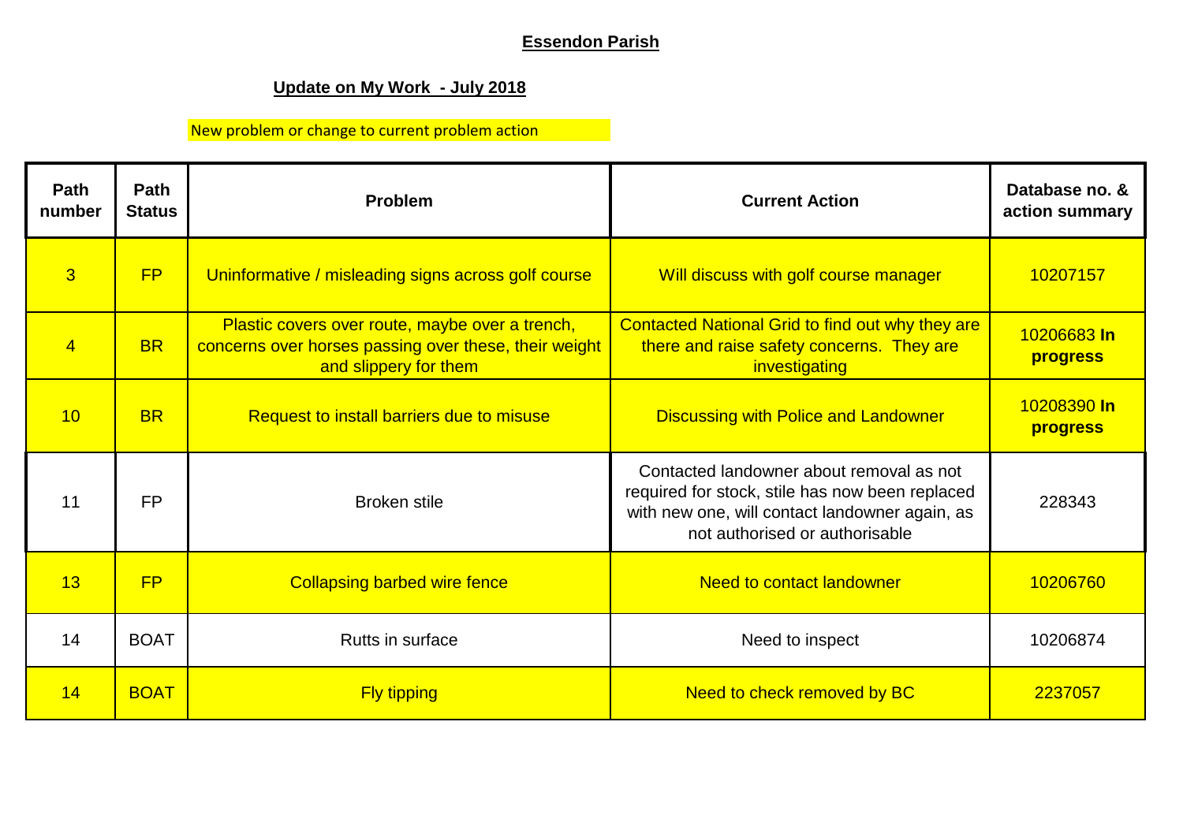# Essendon Parish

## Update on My Work - July 2018

New problem or change to current problem action

| Path number | Path Status | Problem | Current Action | Database no. & action summary |
|---|---|---|---|---|
| 3 | FP | Uninformative / misleading signs across golf course | Will discuss with golf course manager | 10207157 |
| 4 | BR | Plastic covers over route, maybe over a trench, concerns over horses passing over these, their weight and slippery for them | Contacted National Grid to find out why they are there and raise safety concerns. They are investigating | 10206683 **In progress** |
| 10 | BR | Request to install barriers due to misuse | Discussing with Police and Landowner | 10208390 **In progress** |
| 11 | FP | Broken stile | Contacted landowner about removal as not required for stock, stile has now been replaced with new one, will contact landowner again, as not authorised or authorisable | 228343 |
| 13 | FP | Collapsing barbed wire fence | Need to contact landowner | 10206760 |
| 14 | BOAT | Rutts in surface | Need to inspect | 10206874 |
| 14 | BOAT | Fly tipping | Need to check removed by BC | 2237057 |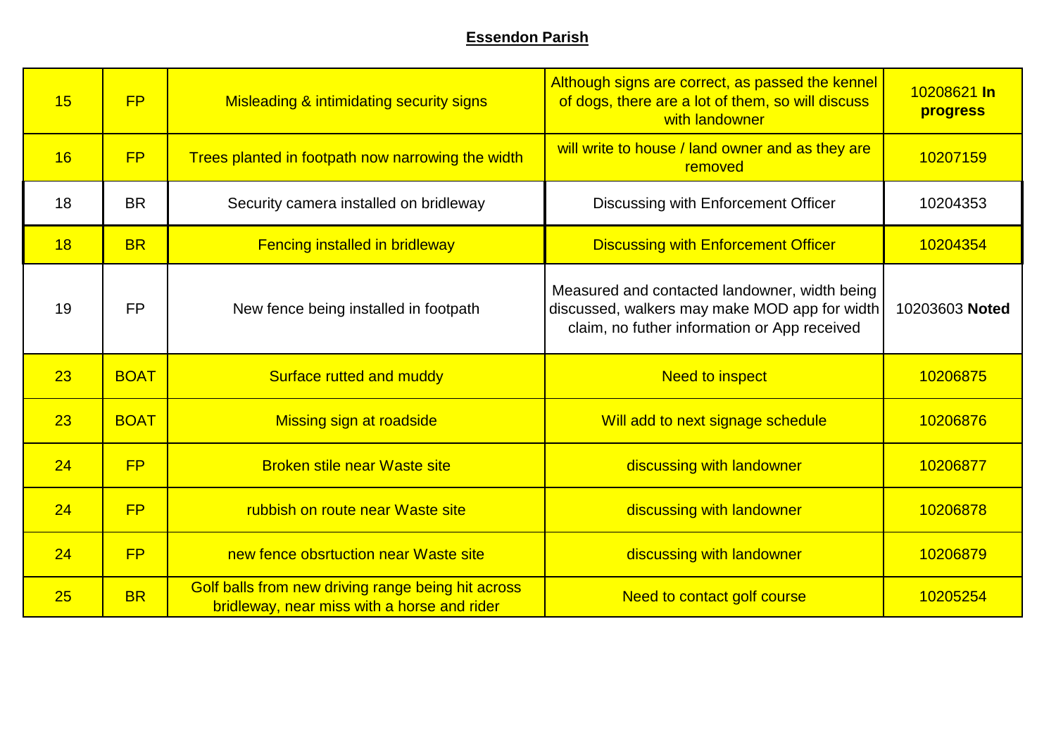**Essendon Parish**

| | | | | |
|---|---|---|---|---|
| 15 | FP | Misleading & intimidating security signs | Although signs are correct, as passed the kennel of dogs, there are a lot of them, so will discuss with landowner | 10208621 **In progress** |
| 16 | FP | Trees planted in footpath now narrowing the width | will write to house / land owner and as they are removed | 10207159 |
| 18 | BR | Security camera installed on bridleway | Discussing with Enforcement Officer | 10204353 |
| 18 | BR | Fencing installed in bridleway | Discussing with Enforcement Officer | 10204354 |
| 19 | FP | New fence being installed in footpath | Measured and contacted landowner, width being discussed, walkers may make MOD app for width claim, no futher information or App received | 10203603 **Noted** |
| 23 | BOAT | Surface rutted and muddy | Need to inspect | 10206875 |
| 23 | BOAT | Missing sign at roadside | Will add to next signage schedule | 10206876 |
| 24 | FP | Broken stile near Waste site | discussing with landowner | 10206877 |
| 24 | FP | rubbish on route near Waste site | discussing with landowner | 10206878 |
| 24 | FP | new fence obsrtuction near Waste site | discussing with landowner | 10206879 |
| 25 | BR | Golf balls from new driving range being hit across bridleway, near miss with a horse and rider | Need to contact golf course | 10205254 |